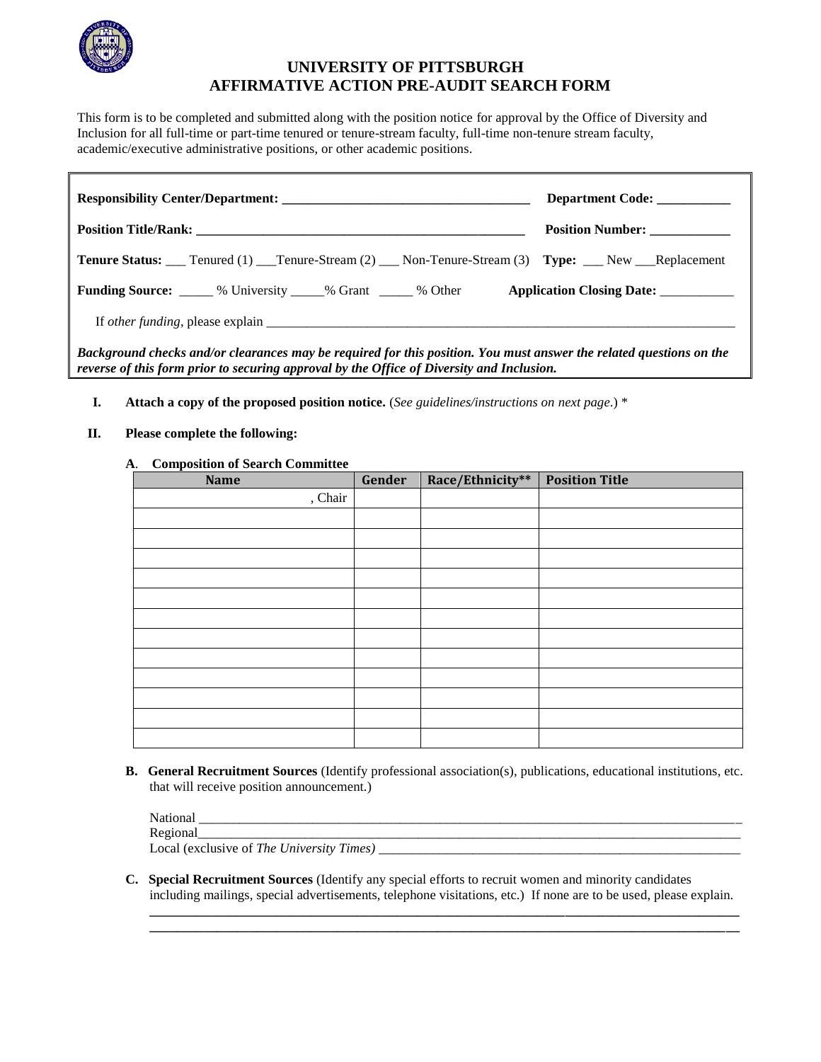# UNIVERSITY OF PITTSBURGH
# AFFIRMATIVE ACTION PRE-AUDIT SEARCH FORM

This form is to be completed and submitted along with the position notice for approval by the Office of Diversity and Inclusion for all full-time or part-time tenured or tenure-stream faculty, full-time non-tenure stream faculty, academic/executive administrative positions, or other academic positions.

**Responsibility Center/Department:** ____________________________________ **Department Code:** ___________

**Position Title/Rank:** __________________________________________________ **Position Number:** ____________

**Tenure Status:** ___ Tenured (1) ___Tenure-Stream (2) ___ Non-Tenure-Stream (3) **Type:** ___ New ___Replacement

**Funding Source:** _____ % University _____% Grant _____ % Other **Application Closing Date:** ___________

If *other funding*, please explain ___________________________________________________________________________

***Background checks and/or clearances may be required for this position. You must answer the related questions on the reverse of this form prior to securing approval by the Office of Diversity and Inclusion.***

**I. Attach a copy of the proposed position notice.** (*See guidelines/instructions on next page*.) *

**II. Please complete the following:**

**A. Composition of Search Committee**

| Name | Gender | Race/Ethnicity** | Position Title |
|---|---|---|---|
| , Chair | | | |
| | | | |
| | | | |
| | | | |
| | | | |
| | | | |
| | | | |
| | | | |
| | | | |
| | | | |
| | | | |
| | | | |
| | | | |

**B. General Recruitment Sources** (Identify professional association(s), publications, educational institutions, etc. that will receive position announcement.)

National ___________________________________________________________________________________

Regional___________________________________________________________________________________

Local (exclusive of *The University Times)* ______________________________________________________

**C. Special Recruitment Sources** (Identify any special efforts to recruit women and minority candidates including mailings, special advertisements, telephone visitations, etc.) If none are to be used, please explain.

_____________________________________________________________________________________________

_____________________________________________________________________________________________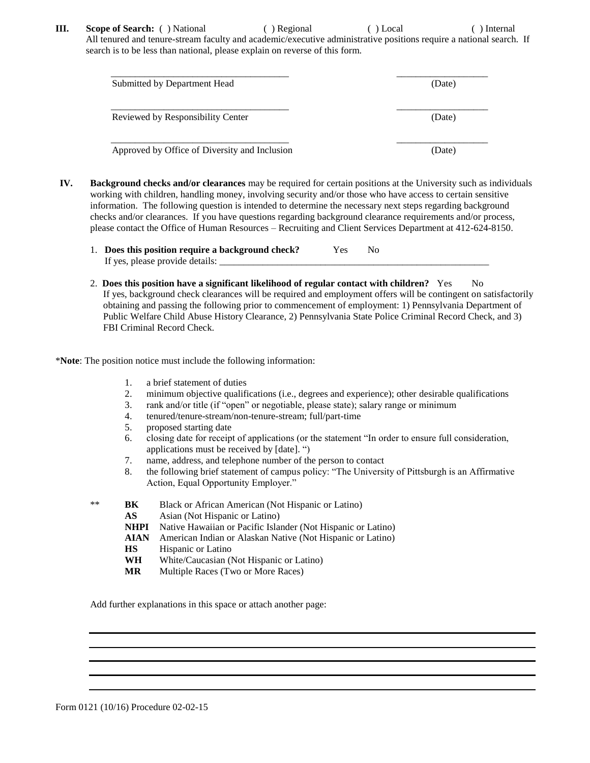**III.** **Scope of Search:** ( ) National ( ) Regional ( ) Local ( ) Internal

All tenured and tenure-stream faculty and academic/executive administrative positions require a national search. If search is to be less than national, please explain on reverse of this form.

| | |
|---|---|
| _________________________________ | _________________ |
| Submitted by Department Head | (Date) |
| _________________________________ | _________________ |
| Reviewed by Responsibility Center | (Date) |
| _________________________________ | _________________ |
| Approved by Office of Diversity and Inclusion | (Date) |

**IV.** **Background checks and/or clearances** may be required for certain positions at the University such as individuals working with children, handling money, involving security and/or those who have access to certain sensitive information. The following question is intended to determine the necessary next steps regarding background checks and/or clearances. If you have questions regarding background clearance requirements and/or process, please contact the Office of Human Resources – Recruiting and Client Services Department at 412-624-8150.

1. **Does this position require a background check?** Yes No
   If yes, please provide details: ___________________________________________________________

2. **Does this position have a significant likelihood of regular contact with children?** Yes No
   If yes, background check clearances will be required and employment offers will be contingent on satisfactorily obtaining and passing the following prior to commencement of employment: 1) Pennsylvania Department of Public Welfare Child Abuse History Clearance, 2) Pennsylvania State Police Criminal Record Check, and 3) FBI Criminal Record Check.

*__Note__: The position notice must include the following information:

1. a brief statement of duties
2. minimum objective qualifications (i.e., degrees and experience); other desirable qualifications
3. rank and/or title (if "open" or negotiable, please state); salary range or minimum
4. tenured/tenure-stream/non-tenure-stream; full/part-time
5. proposed starting date
6. closing date for receipt of applications (or the statement "In order to ensure full consideration, applications must be received by [date]. ")
7. name, address, and telephone number of the person to contact
8. the following brief statement of campus policy: "The University of Pittsburgh is an Affirmative Action, Equal Opportunity Employer."

** **BK** Black or African American (Not Hispanic or Latino)
**AS** Asian (Not Hispanic or Latino)
**NHPI** Native Hawaiian or Pacific Islander (Not Hispanic or Latino)
**AIAN** American Indian or Alaskan Native (Not Hispanic or Latino)
**HS** Hispanic or Latino
**WH** White/Caucasian (Not Hispanic or Latino)
**MR** Multiple Races (Two or More Races)

Add further explanations in this space or attach another page:

___________________________________________________________________________

___________________________________________________________________________

___________________________________________________________________________

___________________________________________________________________________

___________________________________________________________________________

Form 0121 (10/16) Procedure 02-02-15